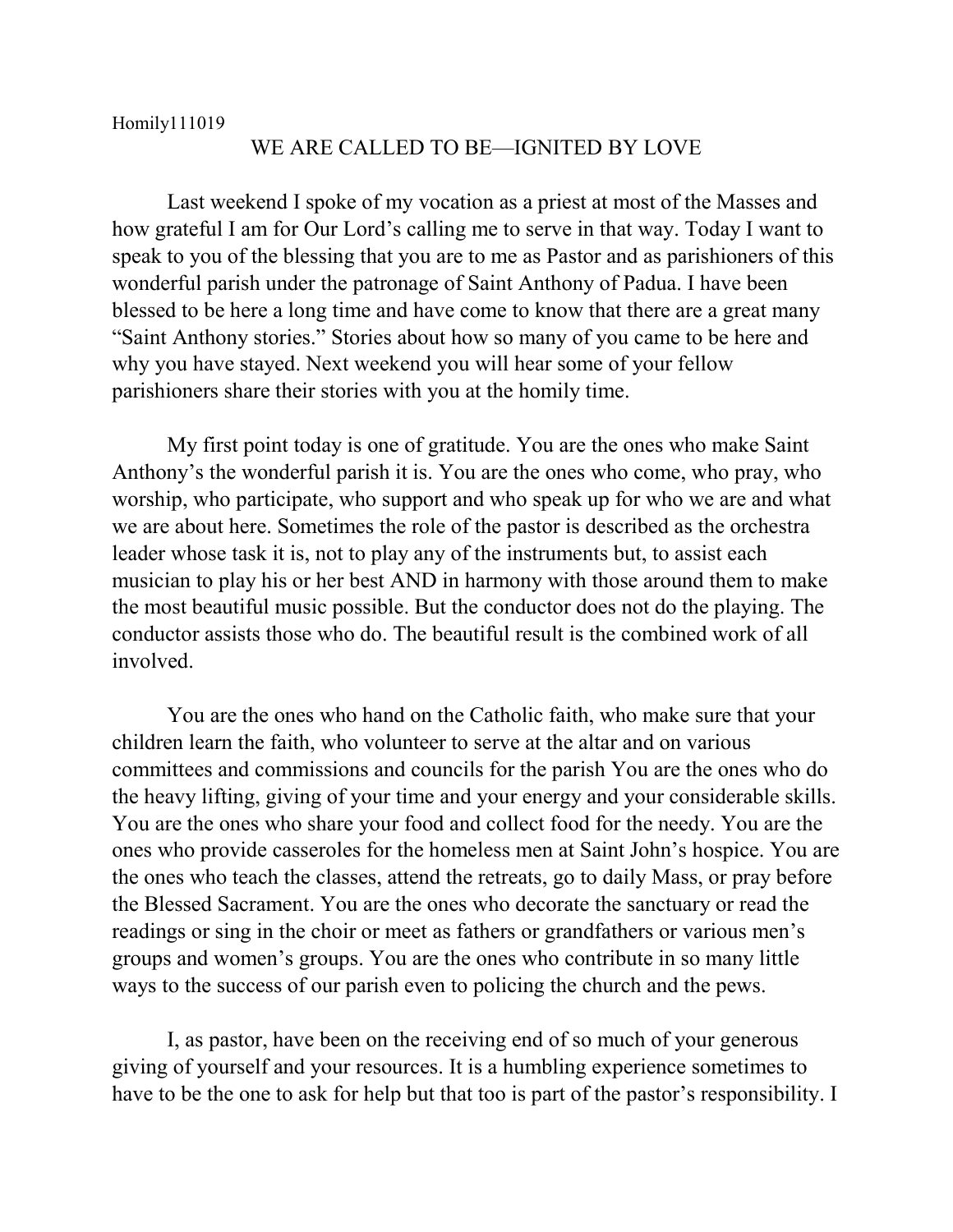Homily111019

# WE ARE CALLED TO BE—IGNITED BY LOVE

Last weekend I spoke of my vocation as a priest at most of the Masses and how grateful I am for Our Lord's calling me to serve in that way. Today I want to speak to you of the blessing that you are to me as Pastor and as parishioners of this wonderful parish under the patronage of Saint Anthony of Padua. I have been blessed to be here a long time and have come to know that there are a great many "Saint Anthony stories." Stories about how so many of you came to be here and why you have stayed. Next weekend you will hear some of your fellow parishioners share their stories with you at the homily time.

My first point today is one of gratitude. You are the ones who make Saint Anthony's the wonderful parish it is. You are the ones who come, who pray, who worship, who participate, who support and who speak up for who we are and what we are about here. Sometimes the role of the pastor is described as the orchestra leader whose task it is, not to play any of the instruments but, to assist each musician to play his or her best AND in harmony with those around them to make the most beautiful music possible. But the conductor does not do the playing. The conductor assists those who do. The beautiful result is the combined work of all involved.

You are the ones who hand on the Catholic faith, who make sure that your children learn the faith, who volunteer to serve at the altar and on various committees and commissions and councils for the parish You are the ones who do the heavy lifting, giving of your time and your energy and your considerable skills. You are the ones who share your food and collect food for the needy. You are the ones who provide casseroles for the homeless men at Saint John's hospice. You are the ones who teach the classes, attend the retreats, go to daily Mass, or pray before the Blessed Sacrament. You are the ones who decorate the sanctuary or read the readings or sing in the choir or meet as fathers or grandfathers or various men's groups and women's groups. You are the ones who contribute in so many little ways to the success of our parish even to policing the church and the pews.

I, as pastor, have been on the receiving end of so much of your generous giving of yourself and your resources. It is a humbling experience sometimes to have to be the one to ask for help but that too is part of the pastor's responsibility. I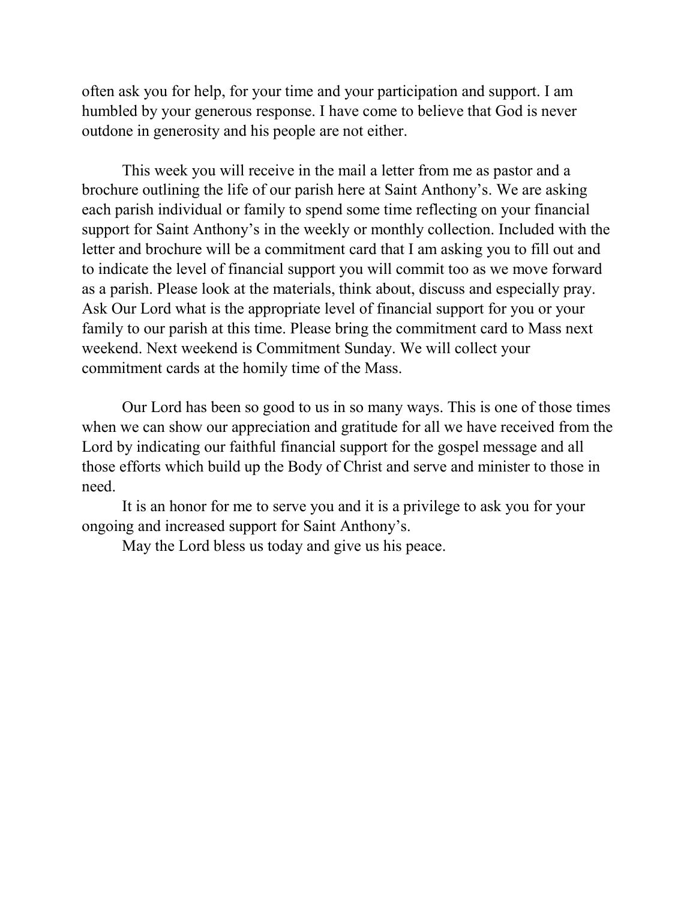often ask you for help, for your time and your participation and support. I am humbled by your generous response. I have come to believe that God is never outdone in generosity and his people are not either.

This week you will receive in the mail a letter from me as pastor and a brochure outlining the life of our parish here at Saint Anthony's. We are asking each parish individual or family to spend some time reflecting on your financial support for Saint Anthony's in the weekly or monthly collection. Included with the letter and brochure will be a commitment card that I am asking you to fill out and to indicate the level of financial support you will commit too as we move forward as a parish. Please look at the materials, think about, discuss and especially pray. Ask Our Lord what is the appropriate level of financial support for you or your family to our parish at this time. Please bring the commitment card to Mass next weekend. Next weekend is Commitment Sunday. We will collect your commitment cards at the homily time of the Mass.

Our Lord has been so good to us in so many ways. This is one of those times when we can show our appreciation and gratitude for all we have received from the Lord by indicating our faithful financial support for the gospel message and all those efforts which build up the Body of Christ and serve and minister to those in need.

It is an honor for me to serve you and it is a privilege to ask you for your ongoing and increased support for Saint Anthony's.

May the Lord bless us today and give us his peace.